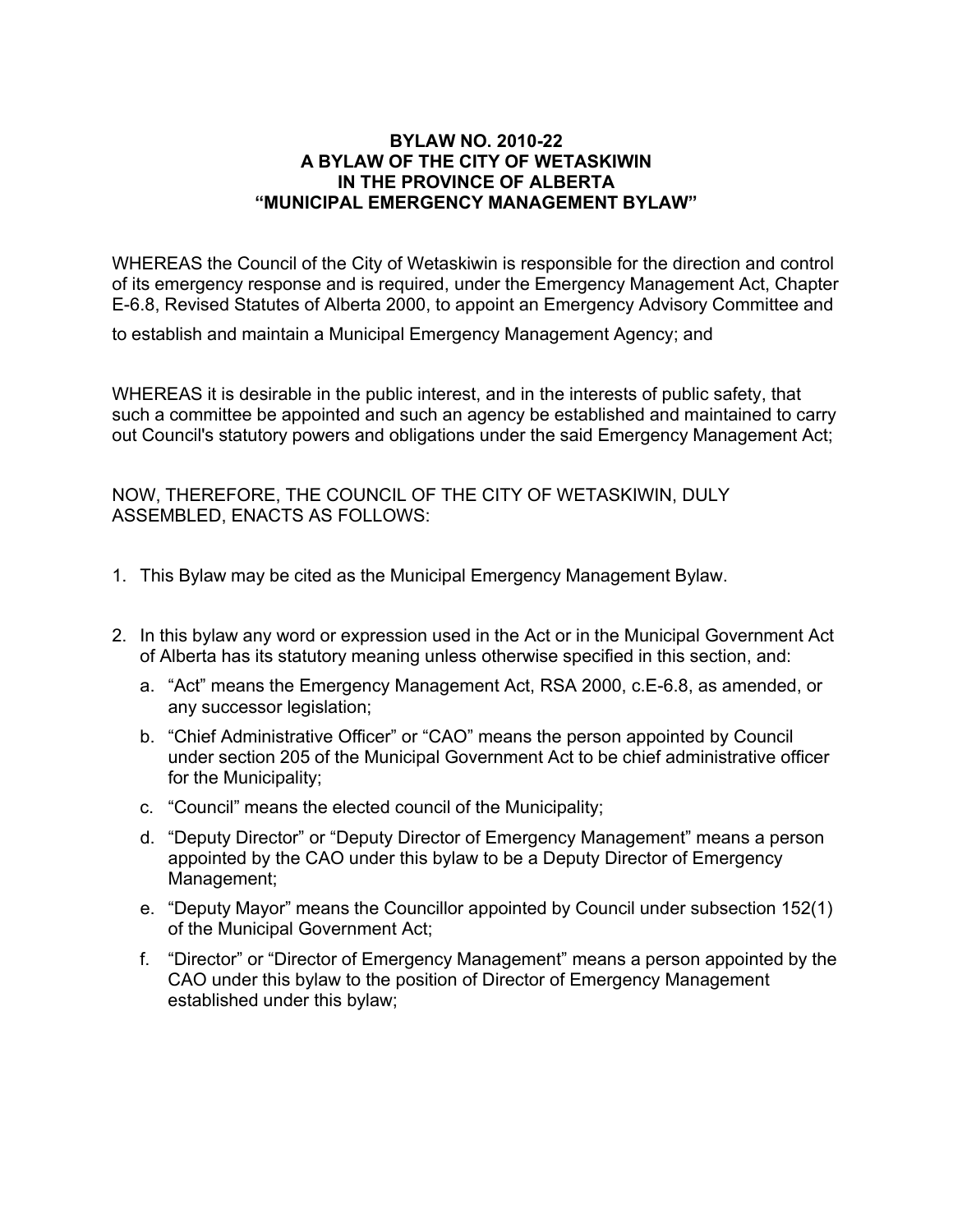**BYLAW NO. 2010-22**
**A BYLAW OF THE CITY OF WETASKIWIN**
**IN THE PROVINCE OF ALBERTA**
**"MUNICIPAL EMERGENCY MANAGEMENT BYLAW"**

WHEREAS the Council of the City of Wetaskiwin is responsible for the direction and control of its emergency response and is required, under the Emergency Management Act, Chapter E-6.8, Revised Statutes of Alberta 2000, to appoint an Emergency Advisory Committee and to establish and maintain a Municipal Emergency Management Agency; and

WHEREAS it is desirable in the public interest, and in the interests of public safety, that such a committee be appointed and such an agency be established and maintained to carry out Council's statutory powers and obligations under the said Emergency Management Act;

NOW, THEREFORE, THE COUNCIL OF THE CITY OF WETASKIWIN, DULY ASSEMBLED, ENACTS AS FOLLOWS:

1. This Bylaw may be cited as the Municipal Emergency Management Bylaw.

2. In this bylaw any word or expression used in the Act or in the Municipal Government Act of Alberta has its statutory meaning unless otherwise specified in this section, and:
   a. "Act" means the Emergency Management Act, RSA 2000, c.E-6.8, as amended, or any successor legislation;
   b. "Chief Administrative Officer" or "CAO" means the person appointed by Council under section 205 of the Municipal Government Act to be chief administrative officer for the Municipality;
   c. "Council" means the elected council of the Municipality;
   d. "Deputy Director" or "Deputy Director of Emergency Management" means a person appointed by the CAO under this bylaw to be a Deputy Director of Emergency Management;
   e. "Deputy Mayor" means the Councillor appointed by Council under subsection 152(1) of the Municipal Government Act;
   f. "Director" or "Director of Emergency Management" means a person appointed by the CAO under this bylaw to the position of Director of Emergency Management established under this bylaw;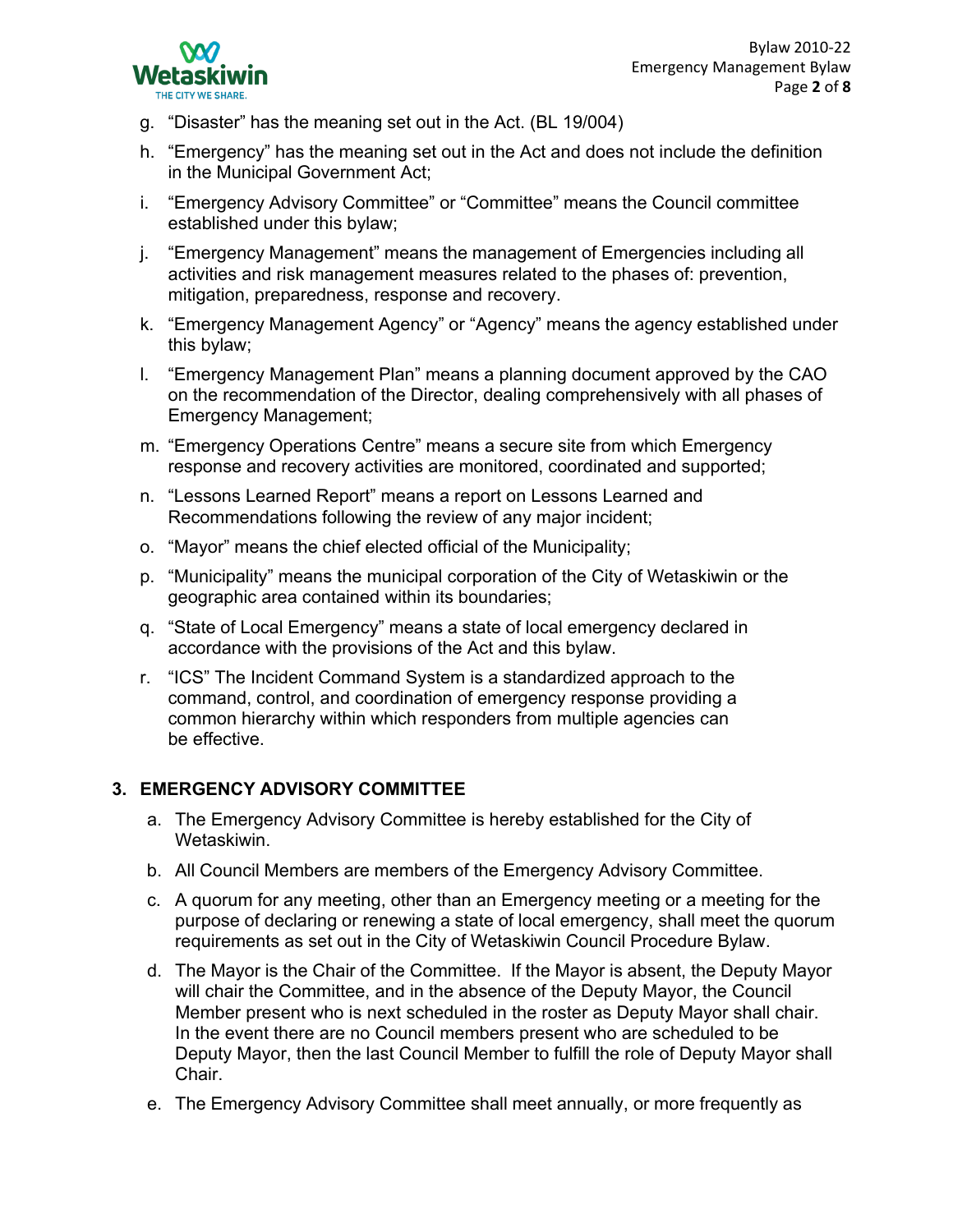g. "Disaster" has the meaning set out in the Act. (BL 19/004)

h. "Emergency" has the meaning set out in the Act and does not include the definition in the Municipal Government Act;

i. "Emergency Advisory Committee" or "Committee" means the Council committee established under this bylaw;

j. "Emergency Management" means the management of Emergencies including all activities and risk management measures related to the phases of: prevention, mitigation, preparedness, response and recovery.

k. "Emergency Management Agency" or "Agency" means the agency established under this bylaw;

l. "Emergency Management Plan" means a planning document approved by the CAO on the recommendation of the Director, dealing comprehensively with all phases of Emergency Management;

m. "Emergency Operations Centre" means a secure site from which Emergency response and recovery activities are monitored, coordinated and supported;

n. "Lessons Learned Report" means a report on Lessons Learned and Recommendations following the review of any major incident;

o. "Mayor" means the chief elected official of the Municipality;

p. "Municipality" means the municipal corporation of the City of Wetaskiwin or the geographic area contained within its boundaries;

q. "State of Local Emergency" means a state of local emergency declared in accordance with the provisions of the Act and this bylaw.

r. "ICS" The Incident Command System is a standardized approach to the command, control, and coordination of emergency response providing a common hierarchy within which responders from multiple agencies can be effective.

## 3. EMERGENCY ADVISORY COMMITTEE

a. The Emergency Advisory Committee is hereby established for the City of Wetaskiwin.

b. All Council Members are members of the Emergency Advisory Committee.

c. A quorum for any meeting, other than an Emergency meeting or a meeting for the purpose of declaring or renewing a state of local emergency, shall meet the quorum requirements as set out in the City of Wetaskiwin Council Procedure Bylaw.

d. The Mayor is the Chair of the Committee. If the Mayor is absent, the Deputy Mayor will chair the Committee, and in the absence of the Deputy Mayor, the Council Member present who is next scheduled in the roster as Deputy Mayor shall chair. In the event there are no Council members present who are scheduled to be Deputy Mayor, then the last Council Member to fulfill the role of Deputy Mayor shall Chair.

e. The Emergency Advisory Committee shall meet annually, or more frequently as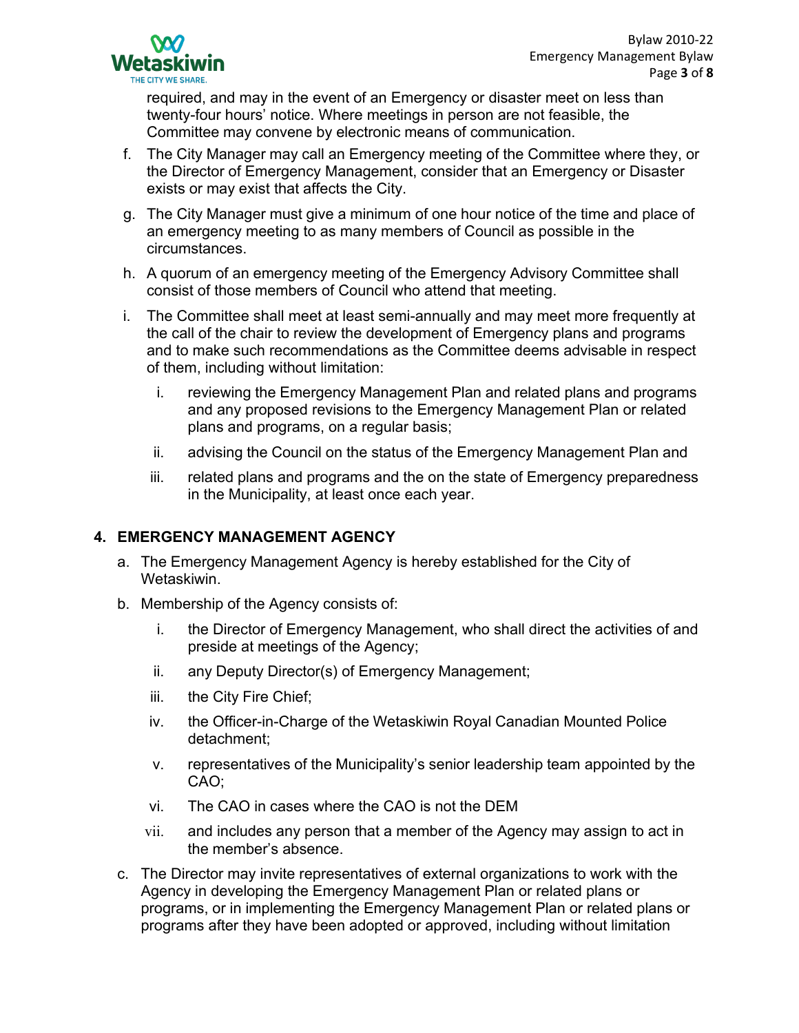required, and may in the event of an Emergency or disaster meet on less than twenty-four hours' notice. Where meetings in person are not feasible, the Committee may convene by electronic means of communication.

f. The City Manager may call an Emergency meeting of the Committee where they, or the Director of Emergency Management, consider that an Emergency or Disaster exists or may exist that affects the City.

g. The City Manager must give a minimum of one hour notice of the time and place of an emergency meeting to as many members of Council as possible in the circumstances.

h. A quorum of an emergency meeting of the Emergency Advisory Committee shall consist of those members of Council who attend that meeting.

i. The Committee shall meet at least semi-annually and may meet more frequently at the call of the chair to review the development of Emergency plans and programs and to make such recommendations as the Committee deems advisable in respect of them, including without limitation:

   i. reviewing the Emergency Management Plan and related plans and programs and any proposed revisions to the Emergency Management Plan or related plans and programs, on a regular basis;

   ii. advising the Council on the status of the Emergency Management Plan and

   iii. related plans and programs and the on the state of Emergency preparedness in the Municipality, at least once each year.

## 4. EMERGENCY MANAGEMENT AGENCY

a. The Emergency Management Agency is hereby established for the City of Wetaskiwin.

b. Membership of the Agency consists of:

   i. the Director of Emergency Management, who shall direct the activities of and preside at meetings of the Agency;

   ii. any Deputy Director(s) of Emergency Management;

   iii. the City Fire Chief;

   iv. the Officer-in-Charge of the Wetaskiwin Royal Canadian Mounted Police detachment;

   v. representatives of the Municipality's senior leadership team appointed by the CAO;

   vi. The CAO in cases where the CAO is not the DEM

   vii. and includes any person that a member of the Agency may assign to act in the member's absence.

c. The Director may invite representatives of external organizations to work with the Agency in developing the Emergency Management Plan or related plans or programs, or in implementing the Emergency Management Plan or related plans or programs after they have been adopted or approved, including without limitation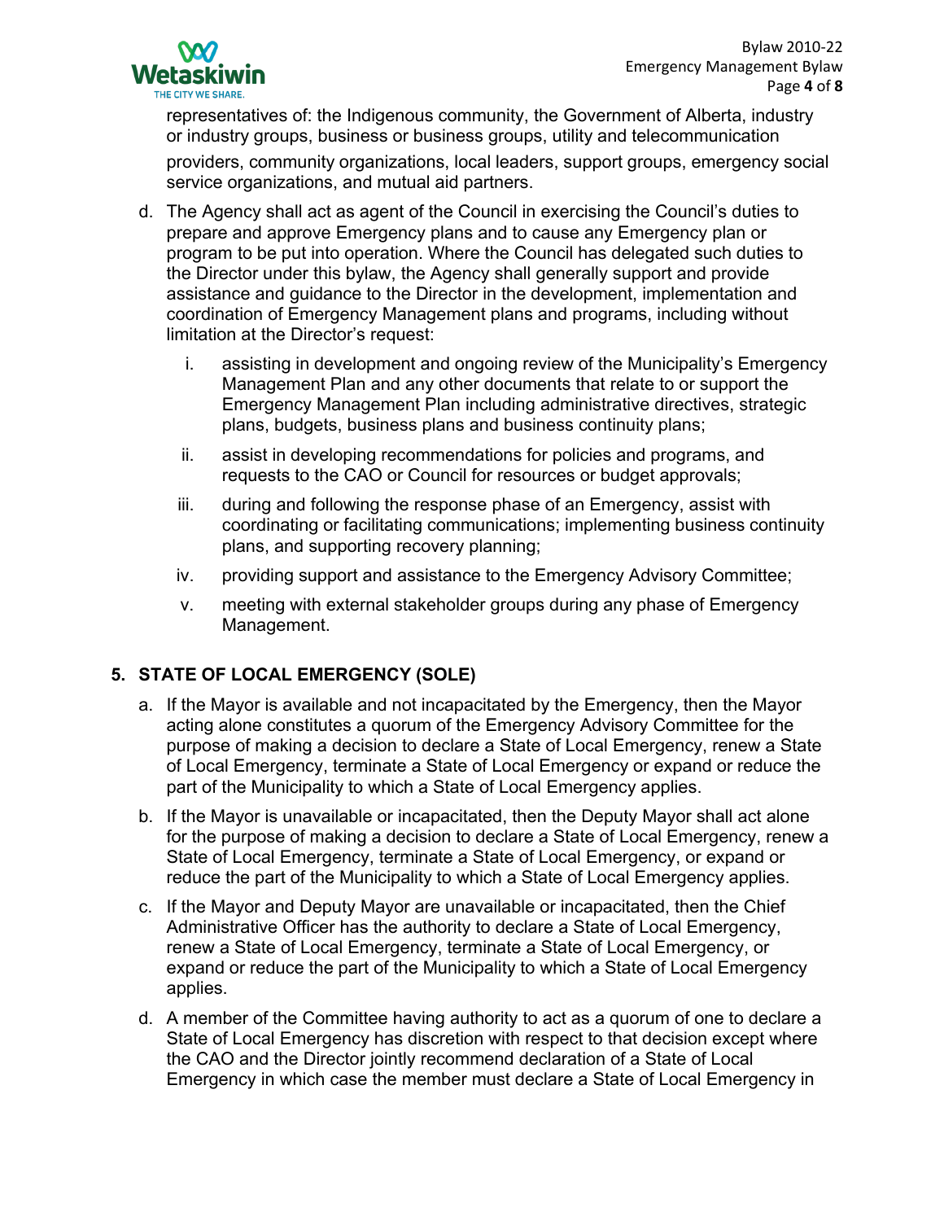representatives of: the Indigenous community, the Government of Alberta, industry or industry groups, business or business groups, utility and telecommunication providers, community organizations, local leaders, support groups, emergency social service organizations, and mutual aid partners.

d. The Agency shall act as agent of the Council in exercising the Council's duties to prepare and approve Emergency plans and to cause any Emergency plan or program to be put into operation. Where the Council has delegated such duties to the Director under this bylaw, the Agency shall generally support and provide assistance and guidance to the Director in the development, implementation and coordination of Emergency Management plans and programs, including without limitation at the Director's request:

   i. assisting in development and ongoing review of the Municipality's Emergency Management Plan and any other documents that relate to or support the Emergency Management Plan including administrative directives, strategic plans, budgets, business plans and business continuity plans;

   ii. assist in developing recommendations for policies and programs, and requests to the CAO or Council for resources or budget approvals;

   iii. during and following the response phase of an Emergency, assist with coordinating or facilitating communications; implementing business continuity plans, and supporting recovery planning;

   iv. providing support and assistance to the Emergency Advisory Committee;

   v. meeting with external stakeholder groups during any phase of Emergency Management.

## 5. STATE OF LOCAL EMERGENCY (SOLE)

a. If the Mayor is available and not incapacitated by the Emergency, then the Mayor acting alone constitutes a quorum of the Emergency Advisory Committee for the purpose of making a decision to declare a State of Local Emergency, renew a State of Local Emergency, terminate a State of Local Emergency or expand or reduce the part of the Municipality to which a State of Local Emergency applies.

b. If the Mayor is unavailable or incapacitated, then the Deputy Mayor shall act alone for the purpose of making a decision to declare a State of Local Emergency, renew a State of Local Emergency, terminate a State of Local Emergency, or expand or reduce the part of the Municipality to which a State of Local Emergency applies.

c. If the Mayor and Deputy Mayor are unavailable or incapacitated, then the Chief Administrative Officer has the authority to declare a State of Local Emergency, renew a State of Local Emergency, terminate a State of Local Emergency, or expand or reduce the part of the Municipality to which a State of Local Emergency applies.

d. A member of the Committee having authority to act as a quorum of one to declare a State of Local Emergency has discretion with respect to that decision except where the CAO and the Director jointly recommend declaration of a State of Local Emergency in which case the member must declare a State of Local Emergency in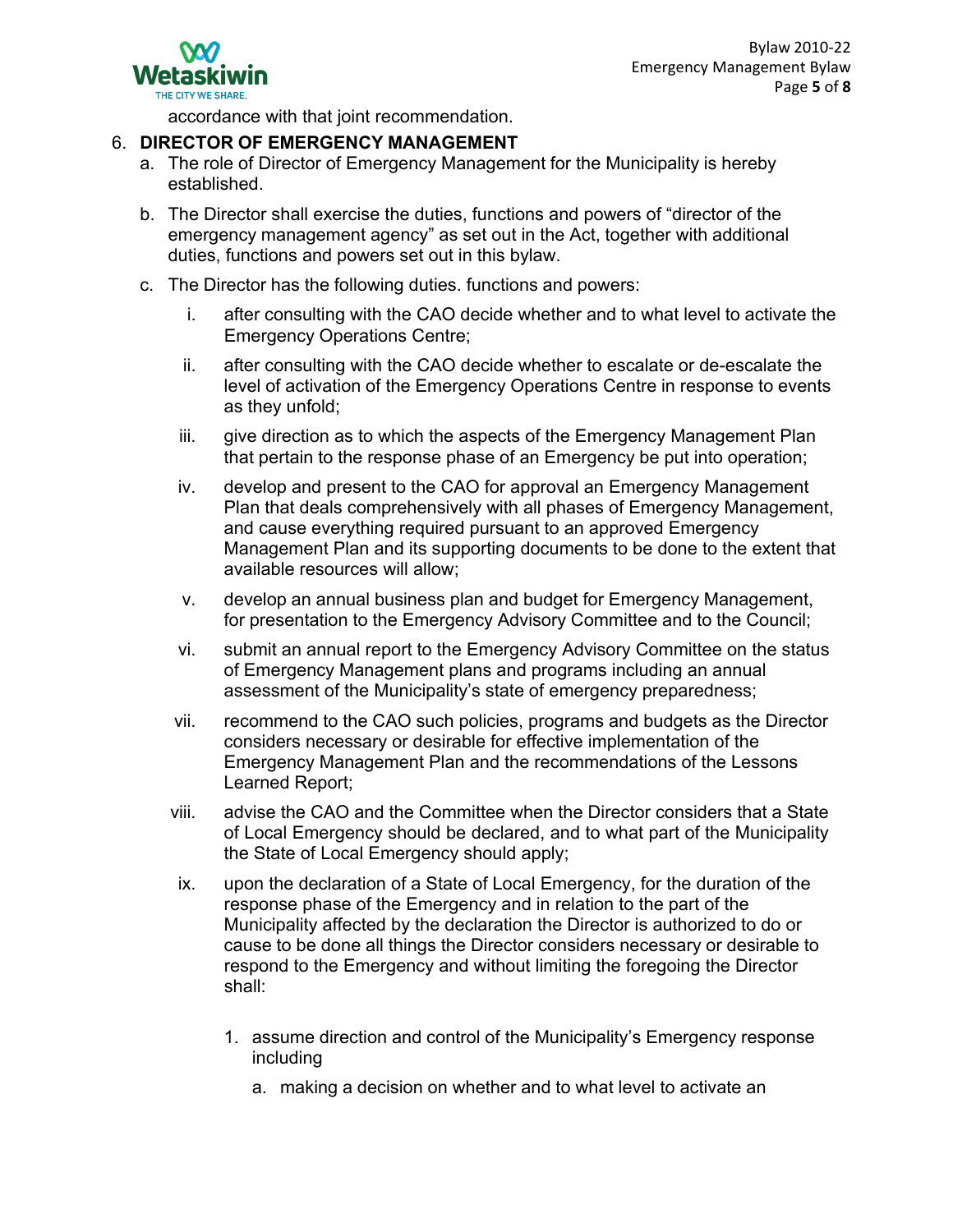accordance with that joint recommendation.

6. **DIRECTOR OF EMERGENCY MANAGEMENT**
   a. The role of Director of Emergency Management for the Municipality is hereby established.
   b. The Director shall exercise the duties, functions and powers of “director of the emergency management agency” as set out in the Act, together with additional duties, functions and powers set out in this bylaw.
   c. The Director has the following duties. functions and powers:
      i. after consulting with the CAO decide whether and to what level to activate the Emergency Operations Centre;
      ii. after consulting with the CAO decide whether to escalate or de-escalate the level of activation of the Emergency Operations Centre in response to events as they unfold;
      iii. give direction as to which the aspects of the Emergency Management Plan that pertain to the response phase of an Emergency be put into operation;
      iv. develop and present to the CAO for approval an Emergency Management Plan that deals comprehensively with all phases of Emergency Management, and cause everything required pursuant to an approved Emergency Management Plan and its supporting documents to be done to the extent that available resources will allow;
      v. develop an annual business plan and budget for Emergency Management, for presentation to the Emergency Advisory Committee and to the Council;
      vi. submit an annual report to the Emergency Advisory Committee on the status of Emergency Management plans and programs including an annual assessment of the Municipality’s state of emergency preparedness;
      vii. recommend to the CAO such policies, programs and budgets as the Director considers necessary or desirable for effective implementation of the Emergency Management Plan and the recommendations of the Lessons Learned Report;
      viii. advise the CAO and the Committee when the Director considers that a State of Local Emergency should be declared, and to what part of the Municipality the State of Local Emergency should apply;
      ix. upon the declaration of a State of Local Emergency, for the duration of the response phase of the Emergency and in relation to the part of the Municipality affected by the declaration the Director is authorized to do or cause to be done all things the Director considers necessary or desirable to respond to the Emergency and without limiting the foregoing the Director shall:
         1. assume direction and control of the Municipality’s Emergency response including
            a. making a decision on whether and to what level to activate an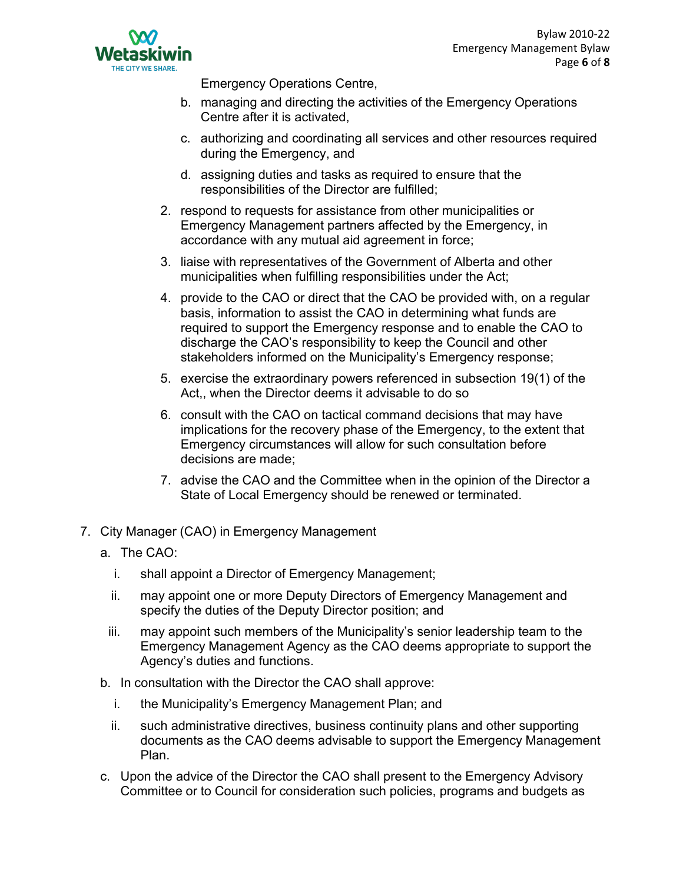Emergency Operations Centre,

   b. managing and directing the activities of the Emergency Operations Centre after it is activated,

   c. authorizing and coordinating all services and other resources required during the Emergency, and

   d. assigning duties and tasks as required to ensure that the responsibilities of the Director are fulfilled;

2. respond to requests for assistance from other municipalities or Emergency Management partners affected by the Emergency, in accordance with any mutual aid agreement in force;

3. liaise with representatives of the Government of Alberta and other municipalities when fulfilling responsibilities under the Act;

4. provide to the CAO or direct that the CAO be provided with, on a regular basis, information to assist the CAO in determining what funds are required to support the Emergency response and to enable the CAO to discharge the CAO's responsibility to keep the Council and other stakeholders informed on the Municipality's Emergency response;

5. exercise the extraordinary powers referenced in subsection 19(1) of the Act,, when the Director deems it advisable to do so

6. consult with the CAO on tactical command decisions that may have implications for the recovery phase of the Emergency, to the extent that Emergency circumstances will allow for such consultation before decisions are made;

7. advise the CAO and the Committee when in the opinion of the Director a State of Local Emergency should be renewed or terminated.

7. City Manager (CAO) in Emergency Management

   a. The CAO:

      i. shall appoint a Director of Emergency Management;

      ii. may appoint one or more Deputy Directors of Emergency Management and specify the duties of the Deputy Director position; and

      iii. may appoint such members of the Municipality's senior leadership team to the Emergency Management Agency as the CAO deems appropriate to support the Agency's duties and functions.

   b. In consultation with the Director the CAO shall approve:

      i. the Municipality's Emergency Management Plan; and

      ii. such administrative directives, business continuity plans and other supporting documents as the CAO deems advisable to support the Emergency Management Plan.

   c. Upon the advice of the Director the CAO shall present to the Emergency Advisory Committee or to Council for consideration such policies, programs and budgets as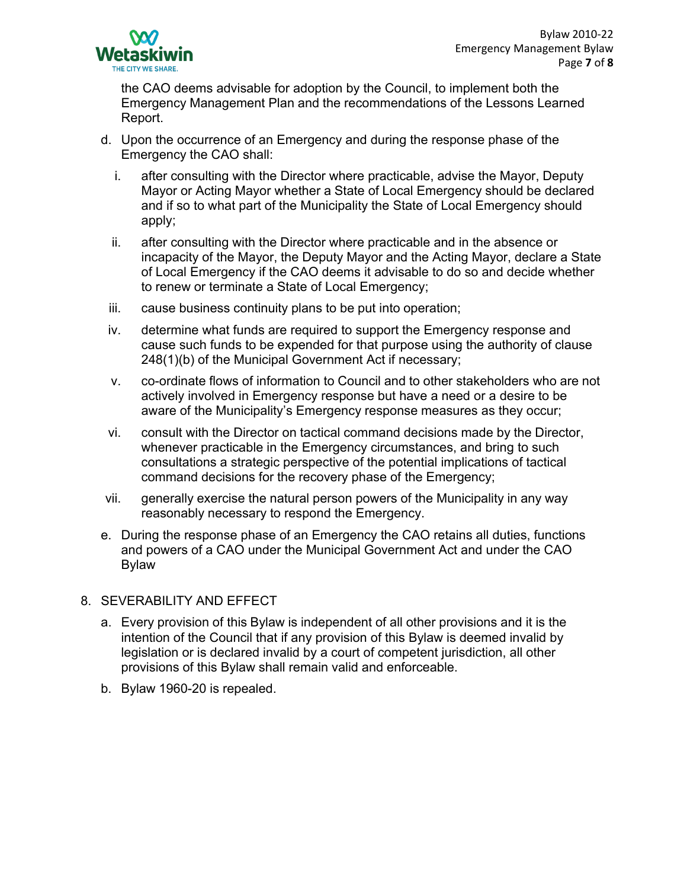the CAO deems advisable for adoption by the Council, to implement both the Emergency Management Plan and the recommendations of the Lessons Learned Report.

d. Upon the occurrence of an Emergency and during the response phase of the Emergency the CAO shall:

   i. after consulting with the Director where practicable, advise the Mayor, Deputy Mayor or Acting Mayor whether a State of Local Emergency should be declared and if so to what part of the Municipality the State of Local Emergency should apply;

   ii. after consulting with the Director where practicable and in the absence or incapacity of the Mayor, the Deputy Mayor and the Acting Mayor, declare a State of Local Emergency if the CAO deems it advisable to do so and decide whether to renew or terminate a State of Local Emergency;

   iii. cause business continuity plans to be put into operation;

   iv. determine what funds are required to support the Emergency response and cause such funds to be expended for that purpose using the authority of clause 248(1)(b) of the Municipal Government Act if necessary;

   v. co-ordinate flows of information to Council and to other stakeholders who are not actively involved in Emergency response but have a need or a desire to be aware of the Municipality's Emergency response measures as they occur;

   vi. consult with the Director on tactical command decisions made by the Director, whenever practicable in the Emergency circumstances, and bring to such consultations a strategic perspective of the potential implications of tactical command decisions for the recovery phase of the Emergency;

   vii. generally exercise the natural person powers of the Municipality in any way reasonably necessary to respond the Emergency.

e. During the response phase of an Emergency the CAO retains all duties, functions and powers of a CAO under the Municipal Government Act and under the CAO Bylaw

8. SEVERABILITY AND EFFECT

   a. Every provision of this Bylaw is independent of all other provisions and it is the intention of the Council that if any provision of this Bylaw is deemed invalid by legislation or is declared invalid by a court of competent jurisdiction, all other provisions of this Bylaw shall remain valid and enforceable.

   b. Bylaw 1960-20 is repealed.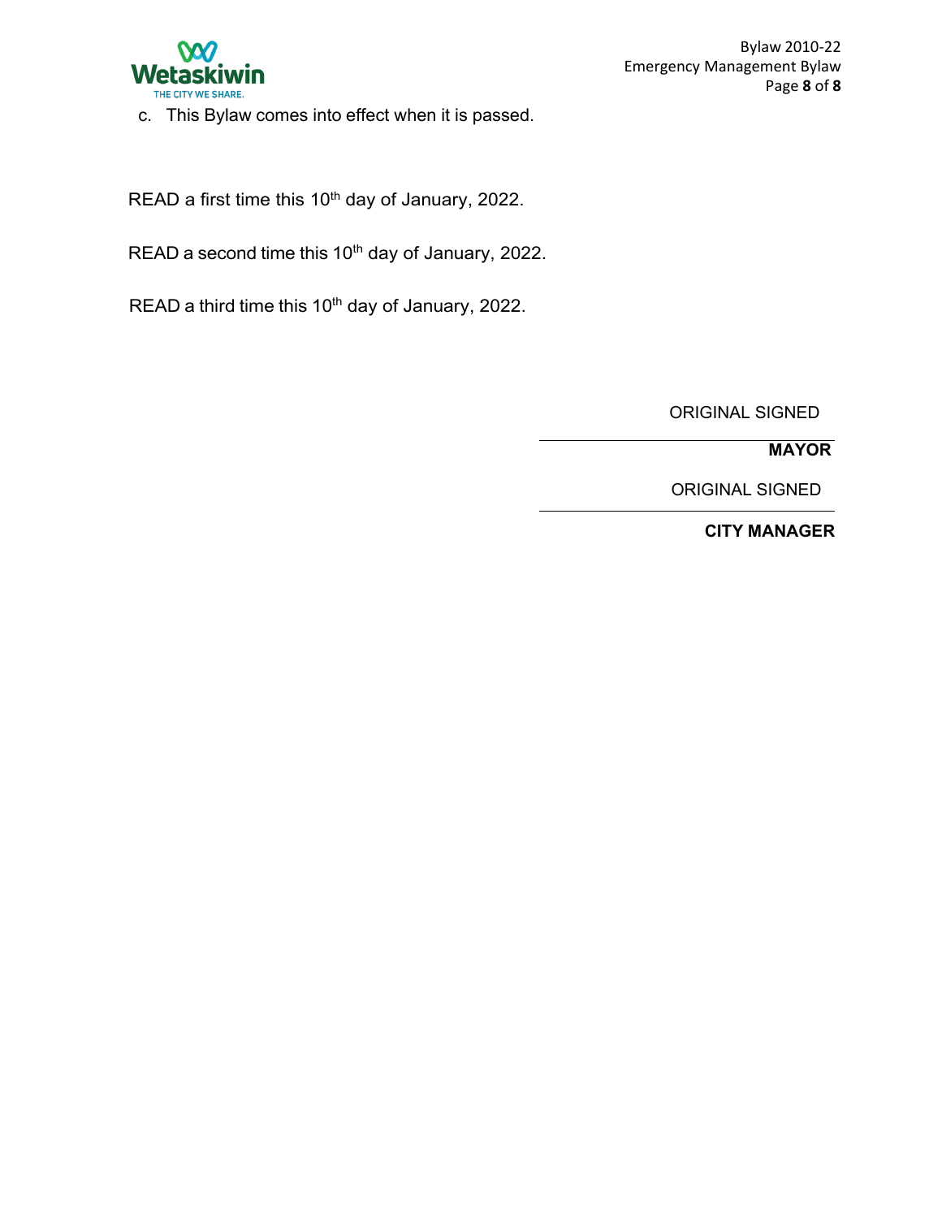c. This Bylaw comes into effect when it is passed.

READ a first time this 10th day of January, 2022.

READ a second time this 10th day of January, 2022.

READ a third time this 10th day of January, 2022.

ORIGINAL SIGNED

**MAYOR**

ORIGINAL SIGNED

**CITY MANAGER**